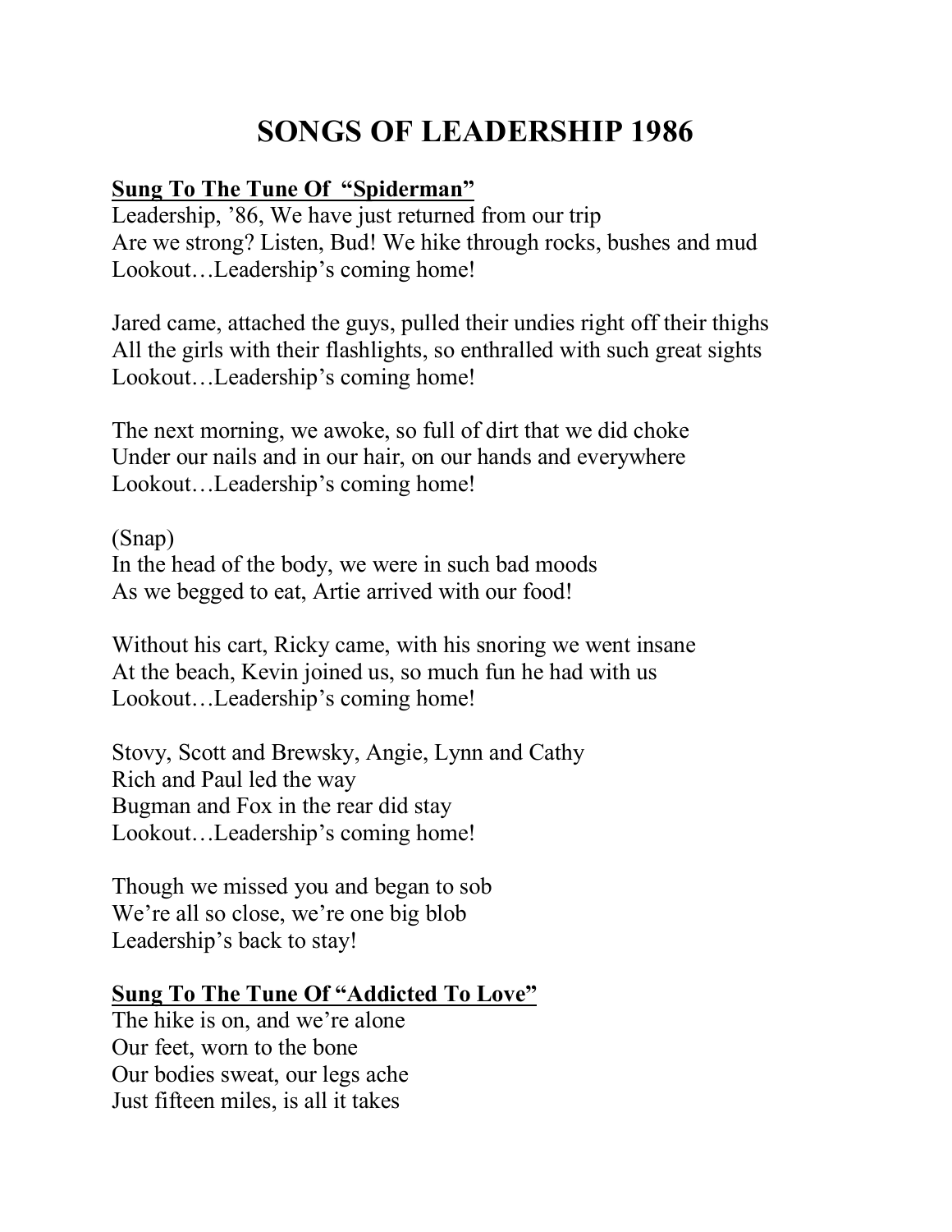# SONGS OF LEADERSHIP 1986

**Sung To The Tune Of "Spiderman"**

Leadership, '86, We have just returned from our trip
Are we strong? Listen, Bud! We hike through rocks, bushes and mud
Lookout…Leadership's coming home!

Jared came, attached the guys, pulled their undies right off their thighs
All the girls with their flashlights, so enthralled with such great sights
Lookout…Leadership's coming home!

The next morning, we awoke, so full of dirt that we did choke
Under our nails and in our hair, on our hands and everywhere
Lookout…Leadership's coming home!

(Snap)
In the head of the body, we were in such bad moods
As we begged to eat, Artie arrived with our food!

Without his cart, Ricky came, with his snoring we went insane
At the beach, Kevin joined us, so much fun he had with us
Lookout…Leadership's coming home!

Stovy, Scott and Brewsky, Angie, Lynn and Cathy
Rich and Paul led the way
Bugman and Fox in the rear did stay
Lookout…Leadership's coming home!

Though we missed you and began to sob
We're all so close, we're one big blob
Leadership's back to stay!

**Sung To The Tune Of "Addicted To Love"**

The hike is on, and we're alone
Our feet, worn to the bone
Our bodies sweat, our legs ache
Just fifteen miles, is all it takes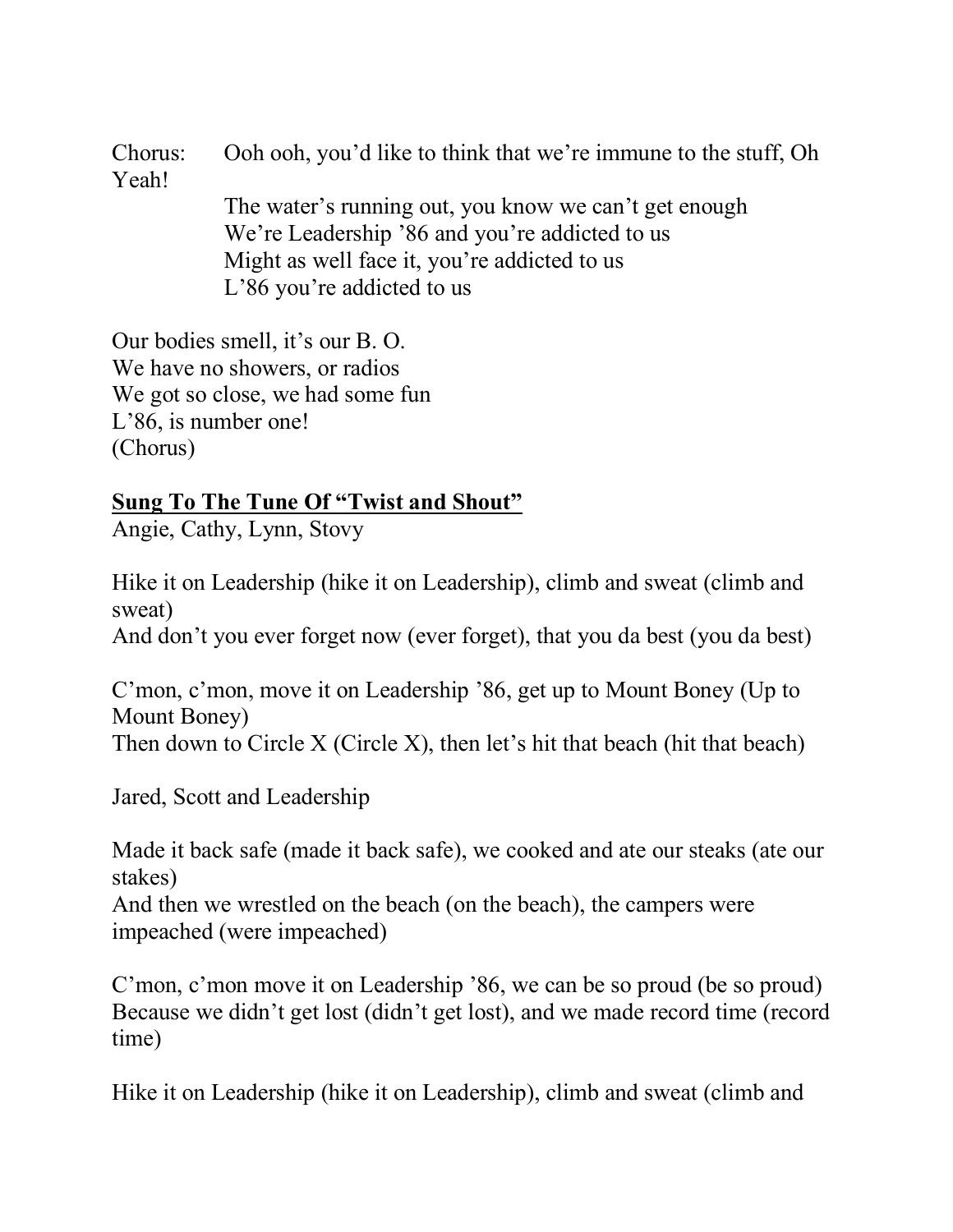Chorus: Ooh ooh, you'd like to think that we're immune to the stuff, Oh Yeah!
The water's running out, you know we can't get enough
We're Leadership '86 and you're addicted to us
Might as well face it, you're addicted to us
L'86 you're addicted to us

Our bodies smell, it's our B. O.
We have no showers, or radios
We got so close, we had some fun
L'86, is number one!
(Chorus)

**<u>Sung To The Tune Of "Twist and Shout"</u>**

Angie, Cathy, Lynn, Stovy

Hike it on Leadership (hike it on Leadership), climb and sweat (climb and sweat)
And don't you ever forget now (ever forget), that you da best (you da best)

C'mon, c'mon, move it on Leadership '86, get up to Mount Boney (Up to Mount Boney)
Then down to Circle X (Circle X), then let's hit that beach (hit that beach)

Jared, Scott and Leadership

Made it back safe (made it back safe), we cooked and ate our steaks (ate our stakes)
And then we wrestled on the beach (on the beach), the campers were impeached (were impeached)

C'mon, c'mon move it on Leadership '86, we can be so proud (be so proud)
Because we didn't get lost (didn't get lost), and we made record time (record time)

Hike it on Leadership (hike it on Leadership), climb and sweat (climb and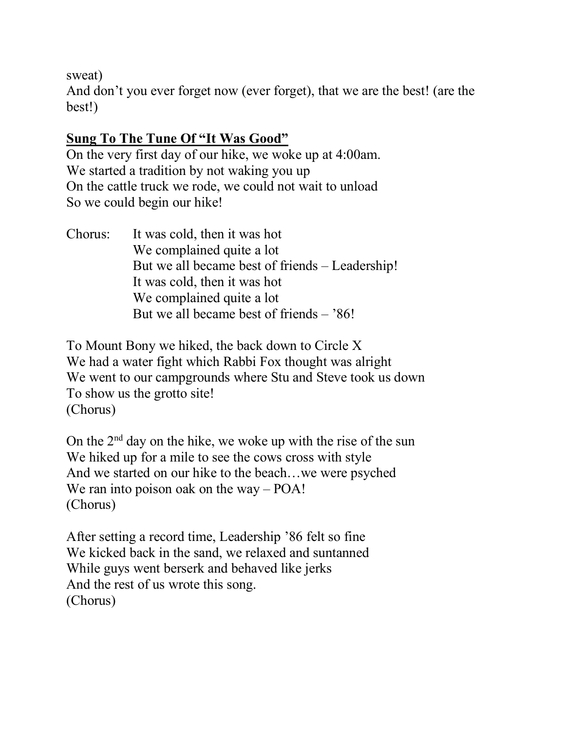sweat)
And don't you ever forget now (ever forget), that we are the best! (are the best!)

## **Sung To The Tune Of "It Was Good"**

On the very first day of our hike, we woke up at 4:00am.
We started a tradition by not waking you up
On the cattle truck we rode, we could not wait to unload
So we could begin our hike!

Chorus: It was cold, then it was hot
We complained quite a lot
But we all became best of friends – Leadership!
It was cold, then it was hot
We complained quite a lot
But we all became best of friends – '86!

To Mount Bony we hiked, the back down to Circle X
We had a water fight which Rabbi Fox thought was alright
We went to our campgrounds where Stu and Steve took us down
To show us the grotto site!
(Chorus)

On the 2nd day on the hike, we woke up with the rise of the sun
We hiked up for a mile to see the cows cross with style
And we started on our hike to the beach…we were psyched
We ran into poison oak on the way – POA!
(Chorus)

After setting a record time, Leadership '86 felt so fine
We kicked back in the sand, we relaxed and suntanned
While guys went berserk and behaved like jerks
And the rest of us wrote this song.
(Chorus)